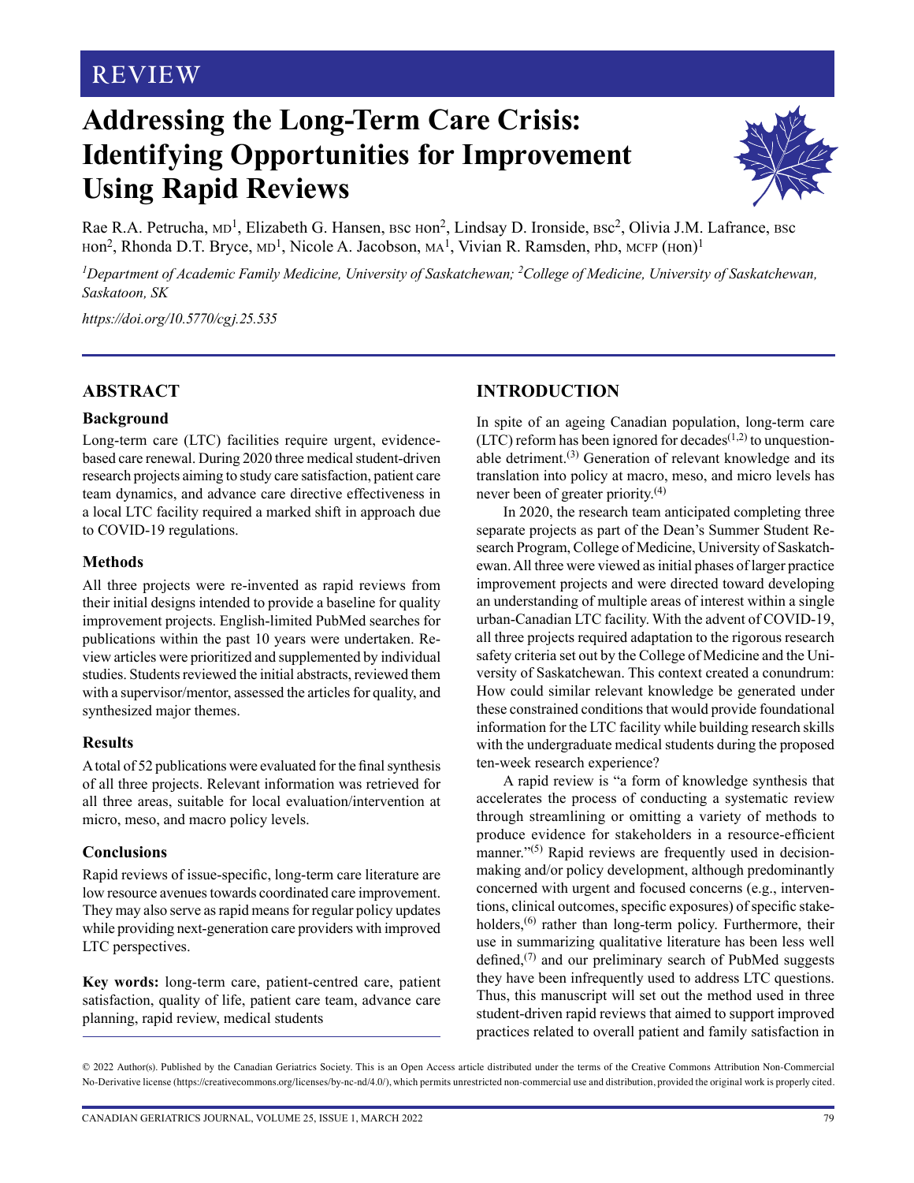REVIEW

# Addressing the Long-Term Care Crisis: Identifying Opportunities for Improvement Using Rapid Reviews

Rae R.A. Petrucha, MD[1], Elizabeth G. Hansen, BSC HON[2], Lindsay D. Ironside, BSC[2], Olivia J.M. Lafrance, BSC HON[2], Rhonda D.T. Bryce, MD[1], Nicole A. Jacobson, MA[1], Vivian R. Ramsden, PhD, MCFP (HON)[1]

*[1]Department of Academic Family Medicine, University of Saskatchewan; [2]College of Medicine, University of Saskatchewan, Saskatoon, SK*

*https://doi.org/10.5770/cgj.25.535*

## ABSTRACT

### Background

Long-term care (LTC) facilities require urgent, evidence-based care renewal. During 2020 three medical student-driven research projects aiming to study care satisfaction, patient care team dynamics, and advance care directive effectiveness in a local LTC facility required a marked shift in approach due to COVID-19 regulations.

### Methods

All three projects were re-invented as rapid reviews from their initial designs intended to provide a baseline for quality improvement projects. English-limited PubMed searches for publications within the past 10 years were undertaken. Review articles were prioritized and supplemented by individual studies. Students reviewed the initial abstracts, reviewed them with a supervisor/mentor, assessed the articles for quality, and synthesized major themes.

### Results

A total of 52 publications were evaluated for the final synthesis of all three projects. Relevant information was retrieved for all three areas, suitable for local evaluation/intervention at micro, meso, and macro policy levels.

### Conclusions

Rapid reviews of issue-specific, long-term care literature are low resource avenues towards coordinated care improvement. They may also serve as rapid means for regular policy updates while providing next-generation care providers with improved LTC perspectives.

**Key words:** long-term care, patient-centred care, patient satisfaction, quality of life, patient care team, advance care planning, rapid review, medical students

## INTRODUCTION

In spite of an ageing Canadian population, long-term care (LTC) reform has been ignored for decades[1,2] to unquestionable detriment.[3] Generation of relevant knowledge and its translation into policy at macro, meso, and micro levels has never been of greater priority.[4]

In 2020, the research team anticipated completing three separate projects as part of the Dean's Summer Student Research Program, College of Medicine, University of Saskatchewan. All three were viewed as initial phases of larger practice improvement projects and were directed toward developing an understanding of multiple areas of interest within a single urban-Canadian LTC facility. With the advent of COVID-19, all three projects required adaptation to the rigorous research safety criteria set out by the College of Medicine and the University of Saskatchewan. This context created a conundrum: How could similar relevant knowledge be generated under these constrained conditions that would provide foundational information for the LTC facility while building research skills with the undergraduate medical students during the proposed ten-week research experience?

A rapid review is "a form of knowledge synthesis that accelerates the process of conducting a systematic review through streamlining or omitting a variety of methods to produce evidence for stakeholders in a resource-efficient manner."[5] Rapid reviews are frequently used in decision-making and/or policy development, although predominantly concerned with urgent and focused concerns (e.g., interventions, clinical outcomes, specific exposures) of specific stakeholders,[6] rather than long-term policy. Furthermore, their use in summarizing qualitative literature has been less well defined,[7] and our preliminary search of PubMed suggests they have been infrequently used to address LTC questions. Thus, this manuscript will set out the method used in three student-driven rapid reviews that aimed to support improved practices related to overall patient and family satisfaction in

© 2022 Author(s). Published by the Canadian Geriatrics Society. This is an Open Access article distributed under the terms of the Creative Commons Attribution Non-Commercial No-Derivative license (https://creativecommons.org/licenses/by-nc-nd/4.0/), which permits unrestricted non-commercial use and distribution, provided the original work is properly cited.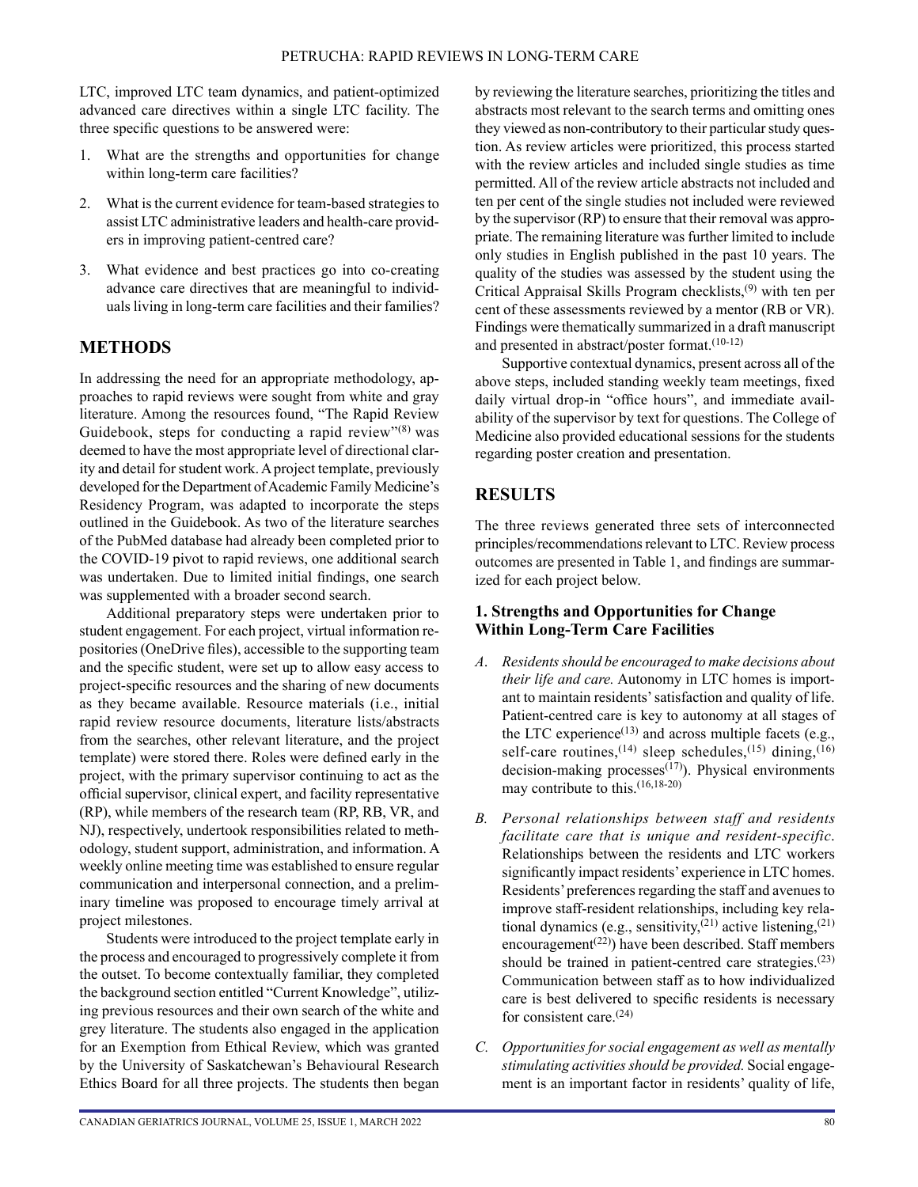LTC, improved LTC team dynamics, and patient-optimized advanced care directives within a single LTC facility. The three specific questions to be answered were:

1. What are the strengths and opportunities for change within long-term care facilities?
2. What is the current evidence for team-based strategies to assist LTC administrative leaders and health-care providers in improving patient-centred care?
3. What evidence and best practices go into co-creating advance care directives that are meaningful to individuals living in long-term care facilities and their families?

## METHODS

In addressing the need for an appropriate methodology, approaches to rapid reviews were sought from white and gray literature. Among the resources found, "The Rapid Review Guidebook, steps for conducting a rapid review"[8] was deemed to have the most appropriate level of directional clarity and detail for student work. A project template, previously developed for the Department of Academic Family Medicine's Residency Program, was adapted to incorporate the steps outlined in the Guidebook. As two of the literature searches of the PubMed database had already been completed prior to the COVID-19 pivot to rapid reviews, one additional search was undertaken. Due to limited initial findings, one search was supplemented with a broader second search.

Additional preparatory steps were undertaken prior to student engagement. For each project, virtual information repositories (OneDrive files), accessible to the supporting team and the specific student, were set up to allow easy access to project-specific resources and the sharing of new documents as they became available. Resource materials (i.e., initial rapid review resource documents, literature lists/abstracts from the searches, other relevant literature, and the project template) were stored there. Roles were defined early in the project, with the primary supervisor continuing to act as the official supervisor, clinical expert, and facility representative (RP), while members of the research team (RP, RB, VR, and NJ), respectively, undertook responsibilities related to methodology, student support, administration, and information. A weekly online meeting time was established to ensure regular communication and interpersonal connection, and a preliminary timeline was proposed to encourage timely arrival at project milestones.

Students were introduced to the project template early in the process and encouraged to progressively complete it from the outset. To become contextually familiar, they completed the background section entitled "Current Knowledge", utilizing previous resources and their own search of the white and grey literature. The students also engaged in the application for an Exemption from Ethical Review, which was granted by the University of Saskatchewan's Behavioural Research Ethics Board for all three projects. The students then began by reviewing the literature searches, prioritizing the titles and abstracts most relevant to the search terms and omitting ones they viewed as non-contributory to their particular study question. As review articles were prioritized, this process started with the review articles and included single studies as time permitted. All of the review article abstracts not included and ten per cent of the single studies not included were reviewed by the supervisor (RP) to ensure that their removal was appropriate. The remaining literature was further limited to include only studies in English published in the past 10 years. The quality of the studies was assessed by the student using the Critical Appraisal Skills Program checklists,[9] with ten per cent of these assessments reviewed by a mentor (RB or VR). Findings were thematically summarized in a draft manuscript and presented in abstract/poster format.[10-12]

Supportive contextual dynamics, present across all of the above steps, included standing weekly team meetings, fixed daily virtual drop-in "office hours", and immediate availability of the supervisor by text for questions. The College of Medicine also provided educational sessions for the students regarding poster creation and presentation.

## RESULTS

The three reviews generated three sets of interconnected principles/recommendations relevant to LTC. Review process outcomes are presented in Table 1, and findings are summarized for each project below.

### 1. Strengths and Opportunities for Change Within Long-Term Care Facilities

A. *Residents should be encouraged to make decisions about their life and care.* Autonomy in LTC homes is important to maintain residents' satisfaction and quality of life. Patient-centred care is key to autonomy at all stages of the LTC experience[13] and across multiple facets (e.g., self-care routines,[14] sleep schedules,[15] dining,[16] decision-making processes[17]). Physical environments may contribute to this.[16,18-20]

B. *Personal relationships between staff and residents facilitate care that is unique and resident-specific.* Relationships between the residents and LTC workers significantly impact residents' experience in LTC homes. Residents' preferences regarding the staff and avenues to improve staff-resident relationships, including key relational dynamics (e.g., sensitivity,[21] active listening,[21] encouragement[22]) have been described. Staff members should be trained in patient-centred care strategies.[23] Communication between staff as to how individualized care is best delivered to specific residents is necessary for consistent care.[24]

C. *Opportunities for social engagement as well as mentally stimulating activities should be provided.* Social engagement is an important factor in residents' quality of life,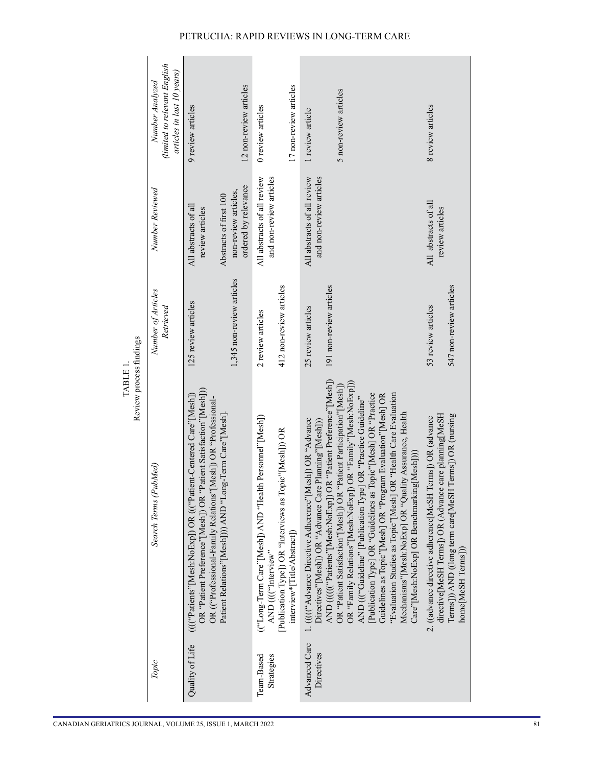TABLE 1.
Review process findings

| Topic | Search Terms (PubMed) | Number of Articles Retrieved | Number Reviewed | Number Analyzed (limited to relevant English articles in last 10 years) |
|---|---|---|---|---|
| Quality of Life | ((("Patients"[Mesh:NoExp]) OR ((("Patient-Centered Care"[Mesh]) OR "Patient Preference"[Mesh]) OR "Patient Satisfaction"[Mesh])) OR (("Professional-Family Relations"[Mesh]) OR "Professional-Patient Relations"[Mesh]))) AND "Long-Term Care"[Mesh]. | 125 review articles | All abstracts of all review articles | 9 review articles |
| | | 1,345 non-review articles | Abstracts of first 100 non-review articles, ordered by relevance | 12 non-review articles |
| Team-Based Strategies | (("Long-Term Care"[Mesh]) AND "Health Personnel"[Mesh]) AND ((("Interview" [Publication Type]) OR "Interviews as Topic"[Mesh])) OR interview*[Title/Abstract]) | 2 review articles | All abstracts of all review and non-review articles | 0 review articles |
| | | 412 non-review articles | | 17 non-review articles |
| Advanced Care Directives | 1. (((("Advance Directive Adherence"[Mesh]) OR "Advance Directives"[Mesh]) OR "Advance Care Planning"[Mesh])) AND ((((("Patients"[Mesh:NoExp]) OR "Patient Preference"[Mesh]) OR "Patient Satisfaction"[Mesh]) OR "Patient Participation"[Mesh]) OR "Family Relations"[Mesh:NoExp]) OR "Family"[Mesh:NoExp])) AND ((("Guideline" [Publication Type] OR "Practice Guideline" [Publication Type] OR "Guidelines as Topic"[Mesh] OR "Practice Guidelines as Topic"[Mesh] OR "Program Evaluation"[Mesh] OR "Evaluation Studies as Topic"[Mesh] OR "Health Care Evaluation Mechanisms"[Mesh:NoExp] OR "Quality Assurance, Health Care"[Mesh:NoExp] OR Benchmarking[Mesh]))) | 25 review articles | All abstracts of all review and non-review articles | 1 review article |
| | | 191 non-review articles | | 5 non-review articles |
| | 2. ((advance directive adherence[MeSH Terms]) OR (advance directive[MeSH Terms]) OR (Advance care planning[MeSH Terms])) AND ((long term care[MeSH Terms]) OR (nursing home[MeSH Terms])) | 53 review articles | All abstracts of all review articles | 8 review articles |
| | | 547 non-review articles | | |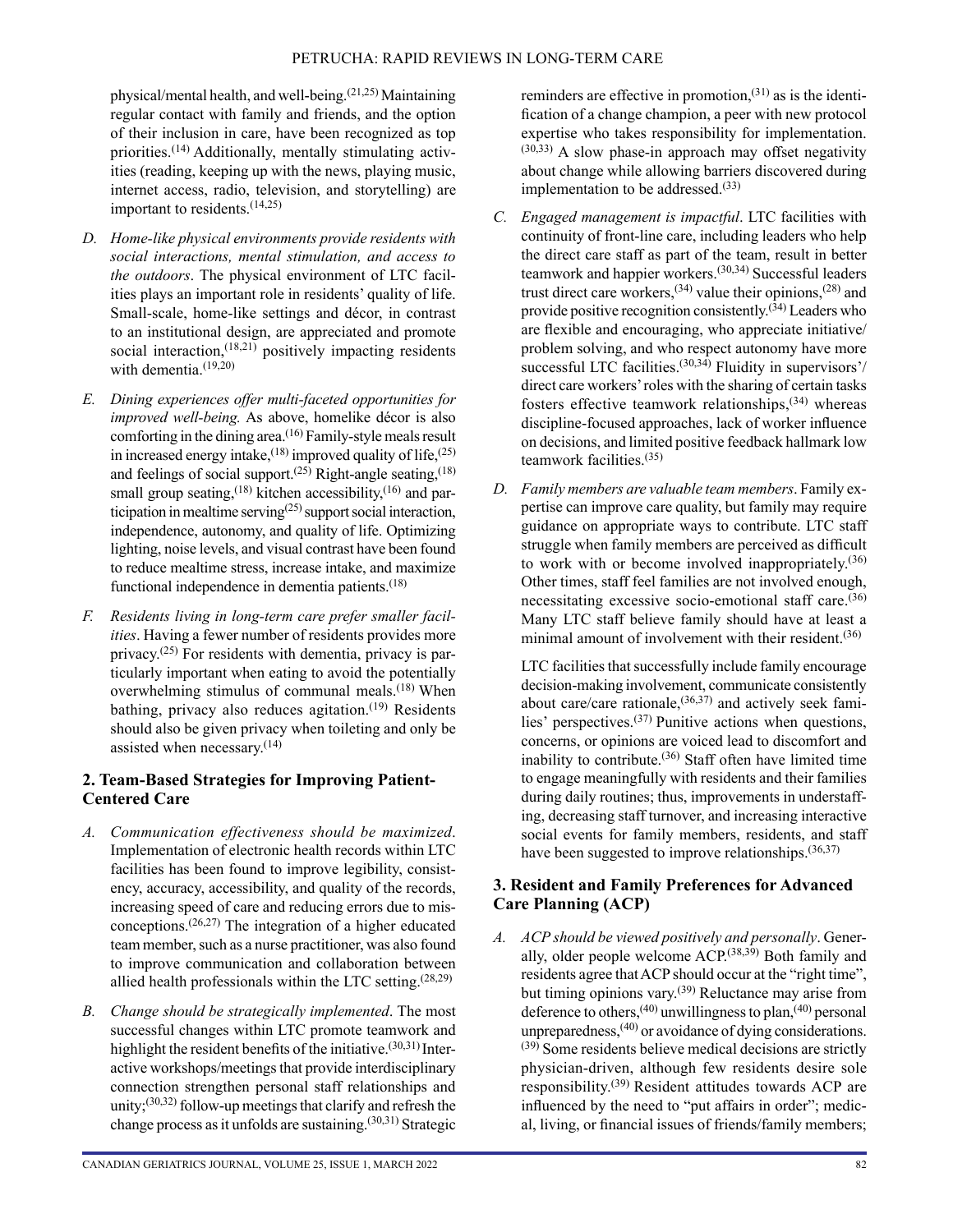physical/mental health, and well-being.[21,25] Maintaining regular contact with family and friends, and the option of their inclusion in care, have been recognized as top priorities.[14] Additionally, mentally stimulating activities (reading, keeping up with the news, playing music, internet access, radio, television, and storytelling) are important to residents.[14,25]

D. *Home-like physical environments provide residents with social interactions, mental stimulation, and access to the outdoors*. The physical environment of LTC facilities plays an important role in residents' quality of life. Small-scale, home-like settings and décor, in contrast to an institutional design, are appreciated and promote social interaction,[18,21] positively impacting residents with dementia.[19,20]

E. *Dining experiences offer multi-faceted opportunities for improved well-being.* As above, homelike décor is also comforting in the dining area.[16] Family-style meals result in increased energy intake,[18] improved quality of life,[25] and feelings of social support.[25] Right-angle seating,[18] small group seating,[18] kitchen accessibility,[16] and participation in mealtime serving[25] support social interaction, independence, autonomy, and quality of life. Optimizing lighting, noise levels, and visual contrast have been found to reduce mealtime stress, increase intake, and maximize functional independence in dementia patients.[18]

F. *Residents living in long-term care prefer smaller facilities*. Having a fewer number of residents provides more privacy.[25] For residents with dementia, privacy is particularly important when eating to avoid the potentially overwhelming stimulus of communal meals.[18] When bathing, privacy also reduces agitation.[19] Residents should also be given privacy when toileting and only be assisted when necessary.[14]

## 2. Team-Based Strategies for Improving Patient-Centered Care

A. *Communication effectiveness should be maximized*. Implementation of electronic health records within LTC facilities has been found to improve legibility, consistency, accuracy, accessibility, and quality of the records, increasing speed of care and reducing errors due to misconceptions.[26,27] The integration of a higher educated team member, such as a nurse practitioner, was also found to improve communication and collaboration between allied health professionals within the LTC setting.[28,29]

B. *Change should be strategically implemented*. The most successful changes within LTC promote teamwork and highlight the resident benefits of the initiative.[30,31] Interactive workshops/meetings that provide interdisciplinary connection strengthen personal staff relationships and unity;[30,32] follow-up meetings that clarify and refresh the change process as it unfolds are sustaining.[30,31] Strategic reminders are effective in promotion,[31] as is the identification of a change champion, a peer with new protocol expertise who takes responsibility for implementation.[30,33] A slow phase-in approach may offset negativity about change while allowing barriers discovered during implementation to be addressed.[33]

C. *Engaged management is impactful*. LTC facilities with continuity of front-line care, including leaders who help the direct care staff as part of the team, result in better teamwork and happier workers.[30,34] Successful leaders trust direct care workers,[34] value their opinions,[28] and provide positive recognition consistently.[34] Leaders who are flexible and encouraging, who appreciate initiative/problem solving, and who respect autonomy have more successful LTC facilities.[30,34] Fluidity in supervisors'/direct care workers' roles with the sharing of certain tasks fosters effective teamwork relationships,[34] whereas discipline-focused approaches, lack of worker influence on decisions, and limited positive feedback hallmark low teamwork facilities.[35]

D. *Family members are valuable team members*. Family expertise can improve care quality, but family may require guidance on appropriate ways to contribute. LTC staff struggle when family members are perceived as difficult to work with or become involved inappropriately.[36] Other times, staff feel families are not involved enough, necessitating excessive socio-emotional staff care.[36] Many LTC staff believe family should have at least a minimal amount of involvement with their resident.[36]

   LTC facilities that successfully include family encourage decision-making involvement, communicate consistently about care/care rationale,[36,37] and actively seek families' perspectives.[37] Punitive actions when questions, concerns, or opinions are voiced lead to discomfort and inability to contribute.[36] Staff often have limited time to engage meaningfully with residents and their families during daily routines; thus, improvements in understaffing, decreasing staff turnover, and increasing interactive social events for family members, residents, and staff have been suggested to improve relationships.[36,37]

## 3. Resident and Family Preferences for Advanced Care Planning (ACP)

A. *ACP should be viewed positively and personally*. Generally, older people welcome ACP.[38,39] Both family and residents agree that ACP should occur at the "right time", but timing opinions vary.[39] Reluctance may arise from deference to others,[40] unwillingness to plan,[40] personal unpreparedness,[40] or avoidance of dying considerations.[39] Some residents believe medical decisions are strictly physician-driven, although few residents desire sole responsibility.[39] Resident attitudes towards ACP are influenced by the need to "put affairs in order"; medical, living, or financial issues of friends/family members;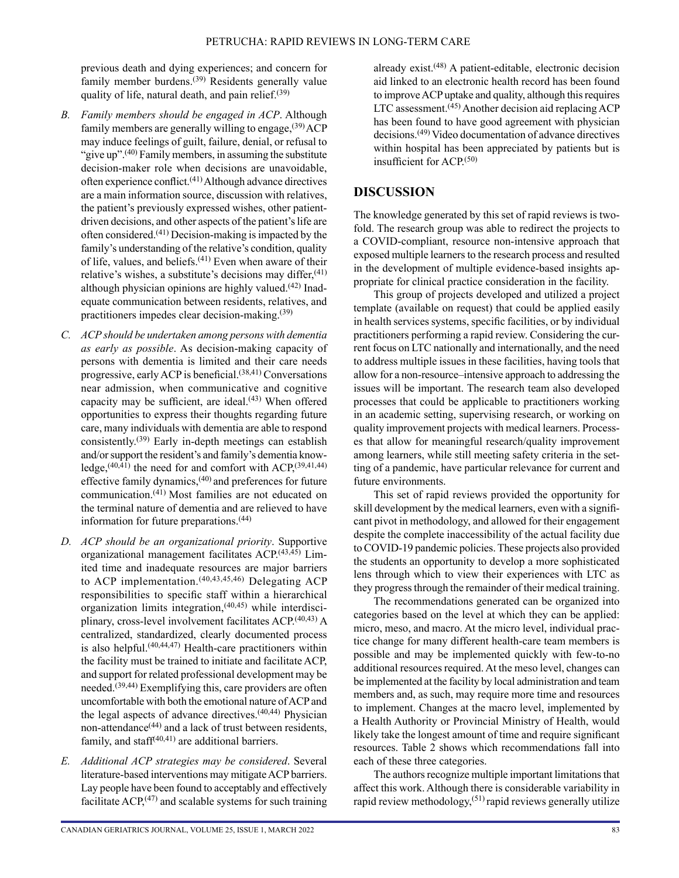previous death and dying experiences; and concern for family member burdens.[39] Residents generally value quality of life, natural death, and pain relief.[39]

B. *Family members should be engaged in ACP*. Although family members are generally willing to engage,[39] ACP may induce feelings of guilt, failure, denial, or refusal to "give up".[40] Family members, in assuming the substitute decision-maker role when decisions are unavoidable, often experience conflict.[41] Although advance directives are a main information source, discussion with relatives, the patient's previously expressed wishes, other patient-driven decisions, and other aspects of the patient's life are often considered.[41] Decision-making is impacted by the family's understanding of the relative's condition, quality of life, values, and beliefs.[41] Even when aware of their relative's wishes, a substitute's decisions may differ,[41] although physician opinions are highly valued.[42] Inadequate communication between residents, relatives, and practitioners impedes clear decision-making.[39]

C. *ACP should be undertaken among persons with dementia as early as possible*. As decision-making capacity of persons with dementia is limited and their care needs progressive, early ACP is beneficial.[38,41] Conversations near admission, when communicative and cognitive capacity may be sufficient, are ideal.[43] When offered opportunities to express their thoughts regarding future care, many individuals with dementia are able to respond consistently.[39] Early in-depth meetings can establish and/or support the resident's and family's dementia knowledge,[40,41] the need for and comfort with ACP,[39,41,44] effective family dynamics,[40] and preferences for future communication.[41] Most families are not educated on the terminal nature of dementia and are relieved to have information for future preparations.[44]

D. *ACP should be an organizational priority*. Supportive organizational management facilitates ACP.[43,45] Limited time and inadequate resources are major barriers to ACP implementation.[40,43,45,46] Delegating ACP responsibilities to specific staff within a hierarchical organization limits integration,[40,45] while interdisciplinary, cross-level involvement facilitates ACP.[40,43] A centralized, standardized, clearly documented process is also helpful.[40,44,47] Health-care practitioners within the facility must be trained to initiate and facilitate ACP, and support for related professional development may be needed.[39,44] Exemplifying this, care providers are often uncomfortable with both the emotional nature of ACP and the legal aspects of advance directives.[40,44] Physician non-attendance[44] and a lack of trust between residents, family, and staff[40,41] are additional barriers.

E. *Additional ACP strategies may be considered*. Several literature-based interventions may mitigate ACP barriers. Lay people have been found to acceptably and effectively facilitate ACP,[47] and scalable systems for such training already exist.[48] A patient-editable, electronic decision aid linked to an electronic health record has been found to improve ACP uptake and quality, although this requires LTC assessment.[45] Another decision aid replacing ACP has been found to have good agreement with physician decisions.[49] Video documentation of advance directives within hospital has been appreciated by patients but is insufficient for ACP.[50]

## DISCUSSION

The knowledge generated by this set of rapid reviews is two-fold. The research group was able to redirect the projects to a COVID-compliant, resource non-intensive approach that exposed multiple learners to the research process and resulted in the development of multiple evidence-based insights appropriate for clinical practice consideration in the facility.

This group of projects developed and utilized a project template (available on request) that could be applied easily in health services systems, specific facilities, or by individual practitioners performing a rapid review. Considering the current focus on LTC nationally and internationally, and the need to address multiple issues in these facilities, having tools that allow for a non-resource–intensive approach to addressing the issues will be important. The research team also developed processes that could be applicable to practitioners working in an academic setting, supervising research, or working on quality improvement projects with medical learners. Processes that allow for meaningful research/quality improvement among learners, while still meeting safety criteria in the setting of a pandemic, have particular relevance for current and future environments.

This set of rapid reviews provided the opportunity for skill development by the medical learners, even with a significant pivot in methodology, and allowed for their engagement despite the complete inaccessibility of the actual facility due to COVID-19 pandemic policies. These projects also provided the students an opportunity to develop a more sophisticated lens through which to view their experiences with LTC as they progress through the remainder of their medical training.

The recommendations generated can be organized into categories based on the level at which they can be applied: micro, meso, and macro. At the micro level, individual practice change for many different health-care team members is possible and may be implemented quickly with few-to-no additional resources required. At the meso level, changes can be implemented at the facility by local administration and team members and, as such, may require more time and resources to implement. Changes at the macro level, implemented by a Health Authority or Provincial Ministry of Health, would likely take the longest amount of time and require significant resources. Table 2 shows which recommendations fall into each of these three categories.

The authors recognize multiple important limitations that affect this work. Although there is considerable variability in rapid review methodology,[51] rapid reviews generally utilize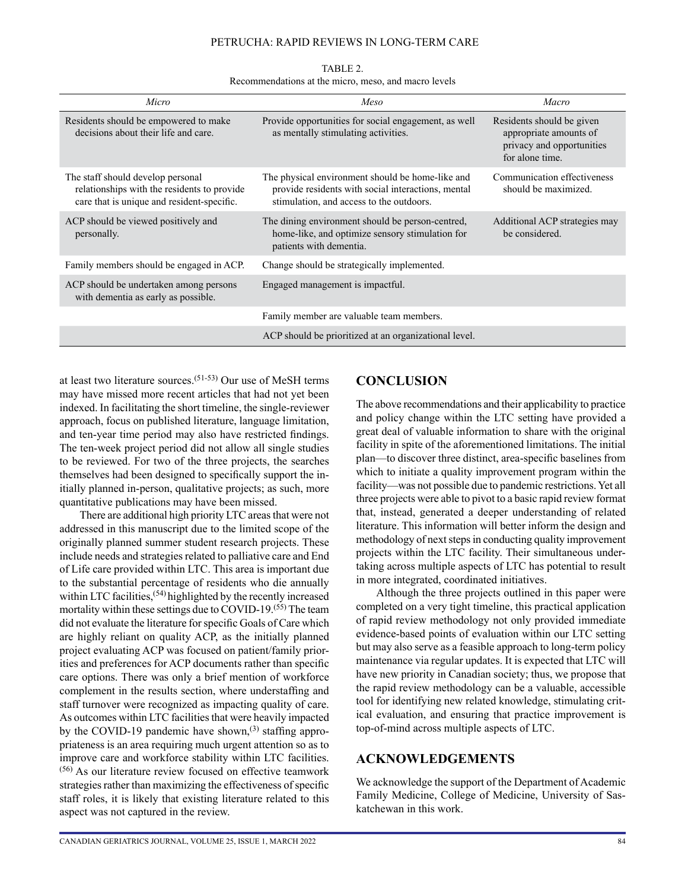TABLE 2.
Recommendations at the micro, meso, and macro levels

| *Micro* | *Meso* | *Macro* |
|---|---|---|
| Residents should be empowered to make decisions about their life and care. | Provide opportunities for social engagement, as well as mentally stimulating activities. | Residents should be given appropriate amounts of privacy and opportunities for alone time. |
| The staff should develop personal relationships with the residents to provide care that is unique and resident-specific. | The physical environment should be home-like and provide residents with social interactions, mental stimulation, and access to the outdoors. | Communication effectiveness should be maximized. |
| ACP should be viewed positively and personally. | The dining environment should be person-centred, home-like, and optimize sensory stimulation for patients with dementia. | Additional ACP strategies may be considered. |
| Family members should be engaged in ACP. | Change should be strategically implemented. | |
| ACP should be undertaken among persons with dementia as early as possible. | Engaged management is impactful. | |
| | Family member are valuable team members. | |
| | ACP should be prioritized at an organizational level. | |

at least two literature sources.[51-53] Our use of MeSH terms may have missed more recent articles that had not yet been indexed. In facilitating the short timeline, the single-reviewer approach, focus on published literature, language limitation, and ten-year time period may also have restricted findings. The ten-week project period did not allow all single studies to be reviewed. For two of the three projects, the searches themselves had been designed to specifically support the initially planned in-person, qualitative projects; as such, more quantitative publications may have been missed.

There are additional high priority LTC areas that were not addressed in this manuscript due to the limited scope of the originally planned summer student research projects. These include needs and strategies related to palliative care and End of Life care provided within LTC. This area is important due to the substantial percentage of residents who die annually within LTC facilities,[54] highlighted by the recently increased mortality within these settings due to COVID-19.[55] The team did not evaluate the literature for specific Goals of Care which are highly reliant on quality ACP, as the initially planned project evaluating ACP was focused on patient/family priorities and preferences for ACP documents rather than specific care options. There was only a brief mention of workforce complement in the results section, where understaffing and staff turnover were recognized as impacting quality of care. As outcomes within LTC facilities that were heavily impacted by the COVID-19 pandemic have shown,[3] staffing appropriateness is an area requiring much urgent attention so as to improve care and workforce stability within LTC facilities.[56] As our literature review focused on effective teamwork strategies rather than maximizing the effectiveness of specific staff roles, it is likely that existing literature related to this aspect was not captured in the review.

## CONCLUSION

The above recommendations and their applicability to practice and policy change within the LTC setting have provided a great deal of valuable information to share with the original facility in spite of the aforementioned limitations. The initial plan—to discover three distinct, area-specific baselines from which to initiate a quality improvement program within the facility—was not possible due to pandemic restrictions. Yet all three projects were able to pivot to a basic rapid review format that, instead, generated a deeper understanding of related literature. This information will better inform the design and methodology of next steps in conducting quality improvement projects within the LTC facility. Their simultaneous undertaking across multiple aspects of LTC has potential to result in more integrated, coordinated initiatives.

Although the three projects outlined in this paper were completed on a very tight timeline, this practical application of rapid review methodology not only provided immediate evidence-based points of evaluation within our LTC setting but may also serve as a feasible approach to long-term policy maintenance via regular updates. It is expected that LTC will have new priority in Canadian society; thus, we propose that the rapid review methodology can be a valuable, accessible tool for identifying new related knowledge, stimulating critical evaluation, and ensuring that practice improvement is top-of-mind across multiple aspects of LTC.

## ACKNOWLEDGEMENTS

We acknowledge the support of the Department of Academic Family Medicine, College of Medicine, University of Saskatchewan in this work.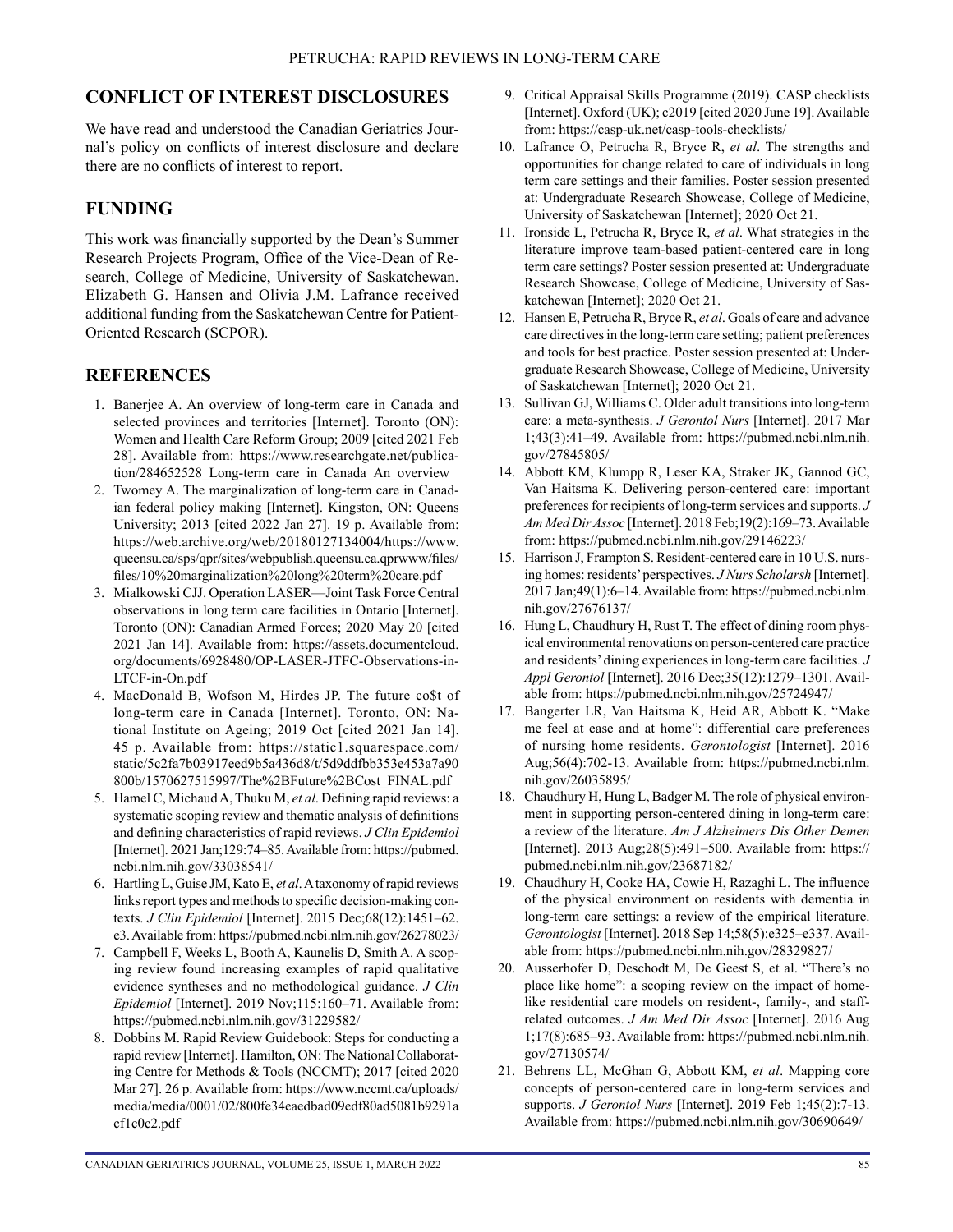## CONFLICT OF INTEREST DISCLOSURES

We have read and understood the Canadian Geriatrics Journal's policy on conflicts of interest disclosure and declare there are no conflicts of interest to report.

## FUNDING

This work was financially supported by the Dean's Summer Research Projects Program, Office of the Vice-Dean of Research, College of Medicine, University of Saskatchewan. Elizabeth G. Hansen and Olivia J.M. Lafrance received additional funding from the Saskatchewan Centre for Patient-Oriented Research (SCPOR).

## REFERENCES

1. Banerjee A. An overview of long-term care in Canada and selected provinces and territories [Internet]. Toronto (ON): Women and Health Care Reform Group; 2009 [cited 2021 Feb 28]. Available from: https://www.researchgate.net/publication/284652528_Long-term_care_in_Canada_An_overview
2. Twomey A. The marginalization of long-term care in Canadian federal policy making [Internet]. Kingston, ON: Queens University; 2013 [cited 2022 Jan 27]. 19 p. Available from: https://web.archive.org/web/20180127134004/https://www.queensu.ca/sps/qpr/sites/webpublish.queensu.ca.qprwww/files/files/10%20marginalization%20long%20term%20care.pdf
3. Mialkowski CJJ. Operation LASER—Joint Task Force Central observations in long term care facilities in Ontario [Internet]. Toronto (ON): Canadian Armed Forces; 2020 May 20 [cited 2021 Jan 14]. Available from: https://assets.documentcloud.org/documents/6928480/OP-LASER-JTFC-Observations-in-LTCF-in-On.pdf
4. MacDonald B, Wofson M, Hirdes JP. The future co$t of long-term care in Canada [Internet]. Toronto, ON: National Institute on Ageing; 2019 Oct [cited 2021 Jan 14]. 45 p. Available from: https://static1.squarespace.com/static/5c2fa7b03917eed9b5a436d8/t/5d9ddfbb353e453a7a90800b/1570627515997/The%2BFuture%2BCost_FINAL.pdf
5. Hamel C, Michaud A, Thuku M, *et al*. Defining rapid reviews: a systematic scoping review and thematic analysis of definitions and defining characteristics of rapid reviews. *J Clin Epidemiol* [Internet]. 2021 Jan;129:74–85. Available from: https://pubmed.ncbi.nlm.nih.gov/33038541/
6. Hartling L, Guise JM, Kato E, *et al*. A taxonomy of rapid reviews links report types and methods to specific decision-making contexts. *J Clin Epidemiol* [Internet]. 2015 Dec;68(12):1451–62.e3. Available from: https://pubmed.ncbi.nlm.nih.gov/26278023/
7. Campbell F, Weeks L, Booth A, Kaunelis D, Smith A. A scoping review found increasing examples of rapid qualitative evidence syntheses and no methodological guidance. *J Clin Epidemiol* [Internet]. 2019 Nov;115:160–71. Available from: https://pubmed.ncbi.nlm.nih.gov/31229582/
8. Dobbins M. Rapid Review Guidebook: Steps for conducting a rapid review [Internet]. Hamilton, ON: The National Collaborating Centre for Methods & Tools (NCCMT); 2017 [cited 2020 Mar 27]. 26 p. Available from: https://www.nccmt.ca/uploads/media/media/0001/02/800fe34eaedbad09edf80ad5081b9291acf1c0c2.pdf
9. Critical Appraisal Skills Programme (2019). CASP checklists [Internet]. Oxford (UK); c2019 [cited 2020 June 19]. Available from: https://casp-uk.net/casp-tools-checklists/
10. Lafrance O, Petrucha R, Bryce R, *et al*. The strengths and opportunities for change related to care of individuals in long term care settings and their families. Poster session presented at: Undergraduate Research Showcase, College of Medicine, University of Saskatchewan [Internet]; 2020 Oct 21.
11. Ironside L, Petrucha R, Bryce R, *et al*. What strategies in the literature improve team-based patient-centered care in long term care settings? Poster session presented at: Undergraduate Research Showcase, College of Medicine, University of Saskatchewan [Internet]; 2020 Oct 21.
12. Hansen E, Petrucha R, Bryce R, *et al*. Goals of care and advance care directives in the long-term care setting; patient preferences and tools for best practice. Poster session presented at: Undergraduate Research Showcase, College of Medicine, University of Saskatchewan [Internet]; 2020 Oct 21.
13. Sullivan GJ, Williams C. Older adult transitions into long-term care: a meta-synthesis. *J Gerontol Nurs* [Internet]. 2017 Mar 1;43(3):41–49. Available from: https://pubmed.ncbi.nlm.nih.gov/27845805/
14. Abbott KM, Klumpp R, Leser KA, Straker JK, Gannod GC, Van Haitsma K. Delivering person-centered care: important preferences for recipients of long-term services and supports. *J Am Med Dir Assoc* [Internet]. 2018 Feb;19(2):169–73. Available from: https://pubmed.ncbi.nlm.nih.gov/29146223/
15. Harrison J, Frampton S. Resident-centered care in 10 U.S. nursing homes: residents' perspectives. *J Nurs Scholarsh* [Internet]. 2017 Jan;49(1):6–14. Available from: https://pubmed.ncbi.nlm.nih.gov/27676137/
16. Hung L, Chaudhury H, Rust T. The effect of dining room physical environmental renovations on person-centered care practice and residents' dining experiences in long-term care facilities. *J Appl Gerontol* [Internet]. 2016 Dec;35(12):1279–1301. Available from: https://pubmed.ncbi.nlm.nih.gov/25724947/
17. Bangerter LR, Van Haitsma K, Heid AR, Abbott K. "Make me feel at ease and at home": differential care preferences of nursing home residents. *Gerontologist* [Internet]. 2016 Aug;56(4):702-13. Available from: https://pubmed.ncbi.nlm.nih.gov/26035895/
18. Chaudhury H, Hung L, Badger M. The role of physical environment in supporting person-centered dining in long-term care: a review of the literature. *Am J Alzheimers Dis Other Demen* [Internet]. 2013 Aug;28(5):491–500. Available from: https://pubmed.ncbi.nlm.nih.gov/23687182/
19. Chaudhury H, Cooke HA, Cowie H, Razaghi L. The influence of the physical environment on residents with dementia in long-term care settings: a review of the empirical literature. *Gerontologist* [Internet]. 2018 Sep 14;58(5):e325–e337. Available from: https://pubmed.ncbi.nlm.nih.gov/28329827/
20. Ausserhofer D, Deschodt M, De Geest S, et al. "There's no place like home": a scoping review on the impact of homelike residential care models on resident-, family-, and staff-related outcomes. *J Am Med Dir Assoc* [Internet]. 2016 Aug 1;17(8):685–93. Available from: https://pubmed.ncbi.nlm.nih.gov/27130574/
21. Behrens LL, McGhan G, Abbott KM, *et al*. Mapping core concepts of person-centered care in long-term services and supports. *J Gerontol Nurs* [Internet]. 2019 Feb 1;45(2):7-13. Available from: https://pubmed.ncbi.nlm.nih.gov/30690649/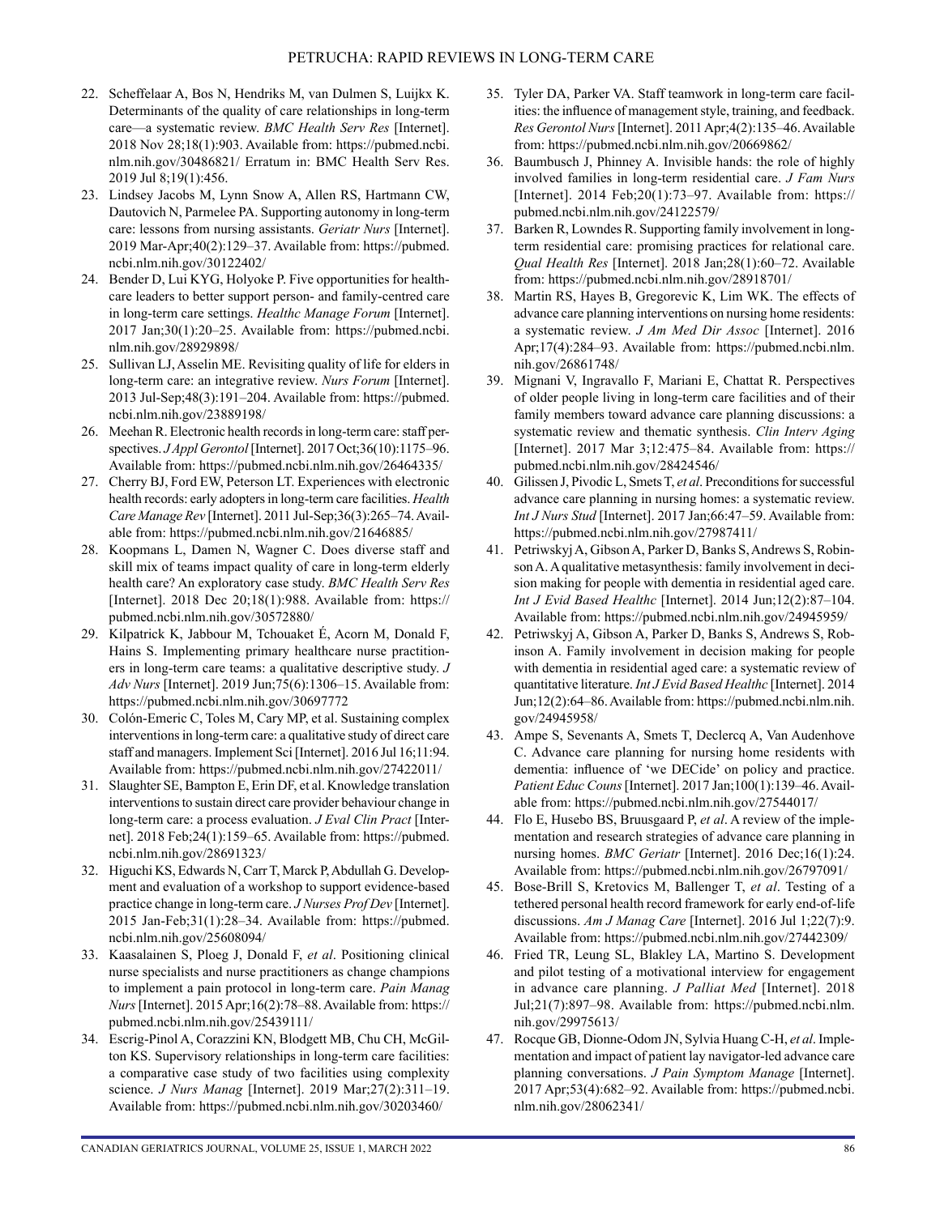22. Scheffelaar A, Bos N, Hendriks M, van Dulmen S, Luijkx K. Determinants of the quality of care relationships in long-term care—a systematic review. *BMC Health Serv Res* [Internet]. 2018 Nov 28;18(1):903. Available from: https://pubmed.ncbi.nlm.nih.gov/30486821/ Erratum in: BMC Health Serv Res. 2019 Jul 8;19(1):456.
23. Lindsey Jacobs M, Lynn Snow A, Allen RS, Hartmann CW, Dautovich N, Parmelee PA. Supporting autonomy in long-term care: lessons from nursing assistants. *Geriatr Nurs* [Internet]. 2019 Mar-Apr;40(2):129–37. Available from: https://pubmed.ncbi.nlm.nih.gov/30122402/
24. Bender D, Lui KYG, Holyoke P. Five opportunities for healthcare leaders to better support person- and family-centred care in long-term care settings. *Healthc Manage Forum* [Internet]. 2017 Jan;30(1):20–25. Available from: https://pubmed.ncbi.nlm.nih.gov/28929898/
25. Sullivan LJ, Asselin ME. Revisiting quality of life for elders in long-term care: an integrative review. *Nurs Forum* [Internet]. 2013 Jul-Sep;48(3):191–204. Available from: https://pubmed.ncbi.nlm.nih.gov/23889198/
26. Meehan R. Electronic health records in long-term care: staff perspectives. *J Appl Gerontol* [Internet]. 2017 Oct;36(10):1175–96. Available from: https://pubmed.ncbi.nlm.nih.gov/26464335/
27. Cherry BJ, Ford EW, Peterson LT. Experiences with electronic health records: early adopters in long-term care facilities. *Health Care Manage Rev* [Internet]. 2011 Jul-Sep;36(3):265–74. Available from: https://pubmed.ncbi.nlm.nih.gov/21646885/
28. Koopmans L, Damen N, Wagner C. Does diverse staff and skill mix of teams impact quality of care in long-term elderly health care? An exploratory case study. *BMC Health Serv Res* [Internet]. 2018 Dec 20;18(1):988. Available from: https://pubmed.ncbi.nlm.nih.gov/30572880/
29. Kilpatrick K, Jabbour M, Tchouaket É, Acorn M, Donald F, Hains S. Implementing primary healthcare nurse practitioners in long-term care teams: a qualitative descriptive study. *J Adv Nurs* [Internet]. 2019 Jun;75(6):1306–15. Available from: https://pubmed.ncbi.nlm.nih.gov/30697772
30. Colón-Emeric C, Toles M, Cary MP, et al. Sustaining complex interventions in long-term care: a qualitative study of direct care staff and managers. Implement Sci [Internet]. 2016 Jul 16;11:94. Available from: https://pubmed.ncbi.nlm.nih.gov/27422011/
31. Slaughter SE, Bampton E, Erin DF, et al. Knowledge translation interventions to sustain direct care provider behaviour change in long-term care: a process evaluation. *J Eval Clin Pract* [Internet]. 2018 Feb;24(1):159–65. Available from: https://pubmed.ncbi.nlm.nih.gov/28691323/
32. Higuchi KS, Edwards N, Carr T, Marck P, Abdullah G. Development and evaluation of a workshop to support evidence-based practice change in long-term care. *J Nurses Prof Dev* [Internet]. 2015 Jan-Feb;31(1):28–34. Available from: https://pubmed.ncbi.nlm.nih.gov/25608094/
33. Kaasalainen S, Ploeg J, Donald F, *et al*. Positioning clinical nurse specialists and nurse practitioners as change champions to implement a pain protocol in long-term care. *Pain Manag Nurs* [Internet]. 2015 Apr;16(2):78–88. Available from: https://pubmed.ncbi.nlm.nih.gov/25439111/
34. Escrig-Pinol A, Corazzini KN, Blodgett MB, Chu CH, McGilton KS. Supervisory relationships in long-term care facilities: a comparative case study of two facilities using complexity science. *J Nurs Manag* [Internet]. 2019 Mar;27(2):311–19. Available from: https://pubmed.ncbi.nlm.nih.gov/30203460/
35. Tyler DA, Parker VA. Staff teamwork in long-term care facilities: the influence of management style, training, and feedback. *Res Gerontol Nurs* [Internet]. 2011 Apr;4(2):135–46. Available from: https://pubmed.ncbi.nlm.nih.gov/20669862/
36. Baumbusch J, Phinney A. Invisible hands: the role of highly involved families in long-term residential care. *J Fam Nurs* [Internet]. 2014 Feb;20(1):73–97. Available from: https://pubmed.ncbi.nlm.nih.gov/24122579/
37. Barken R, Lowndes R. Supporting family involvement in long-term residential care: promising practices for relational care. *Qual Health Res* [Internet]. 2018 Jan;28(1):60–72. Available from: https://pubmed.ncbi.nlm.nih.gov/28918701/
38. Martin RS, Hayes B, Gregorevic K, Lim WK. The effects of advance care planning interventions on nursing home residents: a systematic review. *J Am Med Dir Assoc* [Internet]. 2016 Apr;17(4):284–93. Available from: https://pubmed.ncbi.nlm.nih.gov/26861748/
39. Mignani V, Ingravallo F, Mariani E, Chattat R. Perspectives of older people living in long-term care facilities and of their family members toward advance care planning discussions: a systematic review and thematic synthesis. *Clin Interv Aging* [Internet]. 2017 Mar 3;12:475–84. Available from: https://pubmed.ncbi.nlm.nih.gov/28424546/
40. Gilissen J, Pivodic L, Smets T, *et al*. Preconditions for successful advance care planning in nursing homes: a systematic review. *Int J Nurs Stud* [Internet]. 2017 Jan;66:47–59. Available from: https://pubmed.ncbi.nlm.nih.gov/27987411/
41. Petriwskyj A, Gibson A, Parker D, Banks S, Andrews S, Robinson A. A qualitative metasynthesis: family involvement in decision making for people with dementia in residential aged care. *Int J Evid Based Healthc* [Internet]. 2014 Jun;12(2):87–104. Available from: https://pubmed.ncbi.nlm.nih.gov/24945959/
42. Petriwskyj A, Gibson A, Parker D, Banks S, Andrews S, Robinson A. Family involvement in decision making for people with dementia in residential aged care: a systematic review of quantitative literature. *Int J Evid Based Healthc* [Internet]. 2014 Jun;12(2):64–86. Available from: https://pubmed.ncbi.nlm.nih.gov/24945958/
43. Ampe S, Sevenants A, Smets T, Declercq A, Van Audenhove C. Advance care planning for nursing home residents with dementia: influence of 'we DECide' on policy and practice. *Patient Educ Couns* [Internet]. 2017 Jan;100(1):139–46. Available from: https://pubmed.ncbi.nlm.nih.gov/27544017/
44. Flo E, Husebo BS, Bruusgaard P, *et al*. A review of the implementation and research strategies of advance care planning in nursing homes. *BMC Geriatr* [Internet]. 2016 Dec;16(1):24. Available from: https://pubmed.ncbi.nlm.nih.gov/26797091/
45. Bose-Brill S, Kretovics M, Ballenger T, *et al*. Testing of a tethered personal health record framework for early end-of-life discussions. *Am J Manag Care* [Internet]. 2016 Jul 1;22(7):9. Available from: https://pubmed.ncbi.nlm.nih.gov/27442309/
46. Fried TR, Leung SL, Blakley LA, Martino S. Development and pilot testing of a motivational interview for engagement in advance care planning. *J Palliat Med* [Internet]. 2018 Jul;21(7):897–98. Available from: https://pubmed.ncbi.nlm.nih.gov/29975613/
47. Rocque GB, Dionne-Odom JN, Sylvia Huang C-H, *et al*. Implementation and impact of patient lay navigator-led advance care planning conversations. *J Pain Symptom Manage* [Internet]. 2017 Apr;53(4):682–92. Available from: https://pubmed.ncbi.nlm.nih.gov/28062341/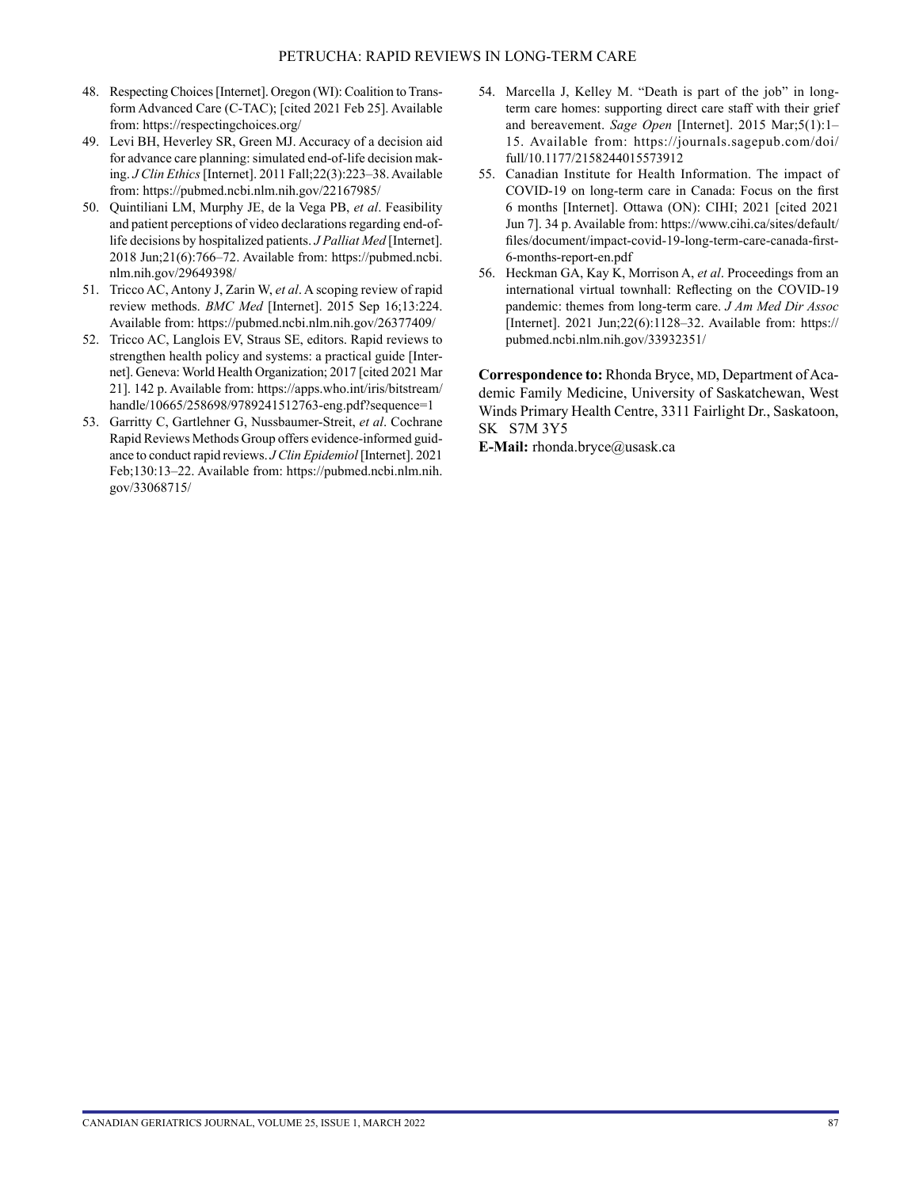48. Respecting Choices [Internet]. Oregon (WI): Coalition to Transform Advanced Care (C-TAC); [cited 2021 Feb 25]. Available from: https://respectingchoices.org/
49. Levi BH, Heverley SR, Green MJ. Accuracy of a decision aid for advance care planning: simulated end-of-life decision making. *J Clin Ethics* [Internet]. 2011 Fall;22(3):223–38. Available from: https://pubmed.ncbi.nlm.nih.gov/22167985/
50. Quintiliani LM, Murphy JE, de la Vega PB, *et al*. Feasibility and patient perceptions of video declarations regarding end-of-life decisions by hospitalized patients. *J Palliat Med* [Internet]. 2018 Jun;21(6):766–72. Available from: https://pubmed.ncbi.nlm.nih.gov/29649398/
51. Tricco AC, Antony J, Zarin W, *et al*. A scoping review of rapid review methods. *BMC Med* [Internet]. 2015 Sep 16;13:224. Available from: https://pubmed.ncbi.nlm.nih.gov/26377409/
52. Tricco AC, Langlois EV, Straus SE, editors. Rapid reviews to strengthen health policy and systems: a practical guide [Internet]. Geneva: World Health Organization; 2017 [cited 2021 Mar 21]. 142 p. Available from: https://apps.who.int/iris/bitstream/handle/10665/258698/9789241512763-eng.pdf?sequence=1
53. Garritty C, Gartlehner G, Nussbaumer-Streit, *et al*. Cochrane Rapid Reviews Methods Group offers evidence-informed guidance to conduct rapid reviews. *J Clin Epidemiol* [Internet]. 2021 Feb;130:13–22. Available from: https://pubmed.ncbi.nlm.nih.gov/33068715/
54. Marcella J, Kelley M. "Death is part of the job" in long-term care homes: supporting direct care staff with their grief and bereavement. *Sage Open* [Internet]. 2015 Mar;5(1):1–15. Available from: https://journals.sagepub.com/doi/full/10.1177/2158244015573912
55. Canadian Institute for Health Information. The impact of COVID-19 on long-term care in Canada: Focus on the first 6 months [Internet]. Ottawa (ON): CIHI; 2021 [cited 2021 Jun 7]. 34 p. Available from: https://www.cihi.ca/sites/default/files/document/impact-covid-19-long-term-care-canada-first-6-months-report-en.pdf
56. Heckman GA, Kay K, Morrison A, *et al*. Proceedings from an international virtual townhall: Reflecting on the COVID-19 pandemic: themes from long-term care. *J Am Med Dir Assoc* [Internet]. 2021 Jun;22(6):1128–32. Available from: https://pubmed.ncbi.nlm.nih.gov/33932351/

**Correspondence to:** Rhonda Bryce, MD, Department of Academic Family Medicine, University of Saskatchewan, West Winds Primary Health Centre, 3311 Fairlight Dr., Saskatoon, SK S7M 3Y5

**E-Mail:** rhonda.bryce@usask.ca